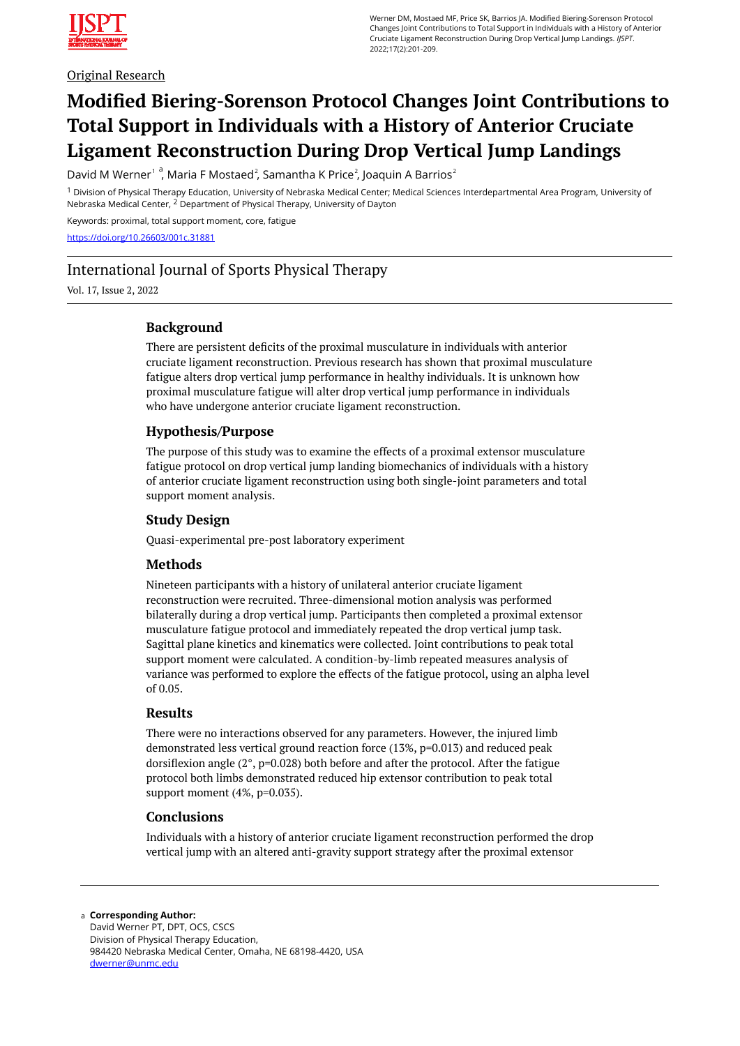Original Research

# Modified Biering-Sorenson Protocol Changes Joint Contributions to Total Support in Individuals with a History of Anterior Cruciate Ligament Reconstruction During Drop Vertical Jump Landings

David M Werner[1] [a], Maria F Mostaed[2], Samantha K Price[2], Joaquin A Barrios[2]

[1] Division of Physical Therapy Education, University of Nebraska Medical Center; Medical Sciences Interdepartmental Area Program, University of Nebraska Medical Center, [2] Department of Physical Therapy, University of Dayton

Keywords: proximal, total support moment, core, fatigue

https://doi.org/10.26603/001c.31881

International Journal of Sports Physical Therapy

Vol. 17, Issue 2, 2022

## Background

There are persistent deficits of the proximal musculature in individuals with anterior cruciate ligament reconstruction. Previous research has shown that proximal musculature fatigue alters drop vertical jump performance in healthy individuals. It is unknown how proximal musculature fatigue will alter drop vertical jump performance in individuals who have undergone anterior cruciate ligament reconstruction.

## Hypothesis/Purpose

The purpose of this study was to examine the effects of a proximal extensor musculature fatigue protocol on drop vertical jump landing biomechanics of individuals with a history of anterior cruciate ligament reconstruction using both single-joint parameters and total support moment analysis.

## Study Design

Quasi-experimental pre-post laboratory experiment

## Methods

Nineteen participants with a history of unilateral anterior cruciate ligament reconstruction were recruited. Three-dimensional motion analysis was performed bilaterally during a drop vertical jump. Participants then completed a proximal extensor musculature fatigue protocol and immediately repeated the drop vertical jump task. Sagittal plane kinetics and kinematics were collected. Joint contributions to peak total support moment were calculated. A condition-by-limb repeated measures analysis of variance was performed to explore the effects of the fatigue protocol, using an alpha level of 0.05.

## Results

There were no interactions observed for any parameters. However, the injured limb demonstrated less vertical ground reaction force (13%, p=0.013) and reduced peak dorsiflexion angle (2°, p=0.028) both before and after the protocol. After the fatigue protocol both limbs demonstrated reduced hip extensor contribution to peak total support moment (4%, p=0.035).

## Conclusions

Individuals with a history of anterior cruciate ligament reconstruction performed the drop vertical jump with an altered anti-gravity support strategy after the proximal extensor

---

[a] **Corresponding Author:**
David Werner PT, DPT, OCS, CSCS
Division of Physical Therapy Education,
984420 Nebraska Medical Center, Omaha, NE 68198-4420, USA
dwerner@unmc.edu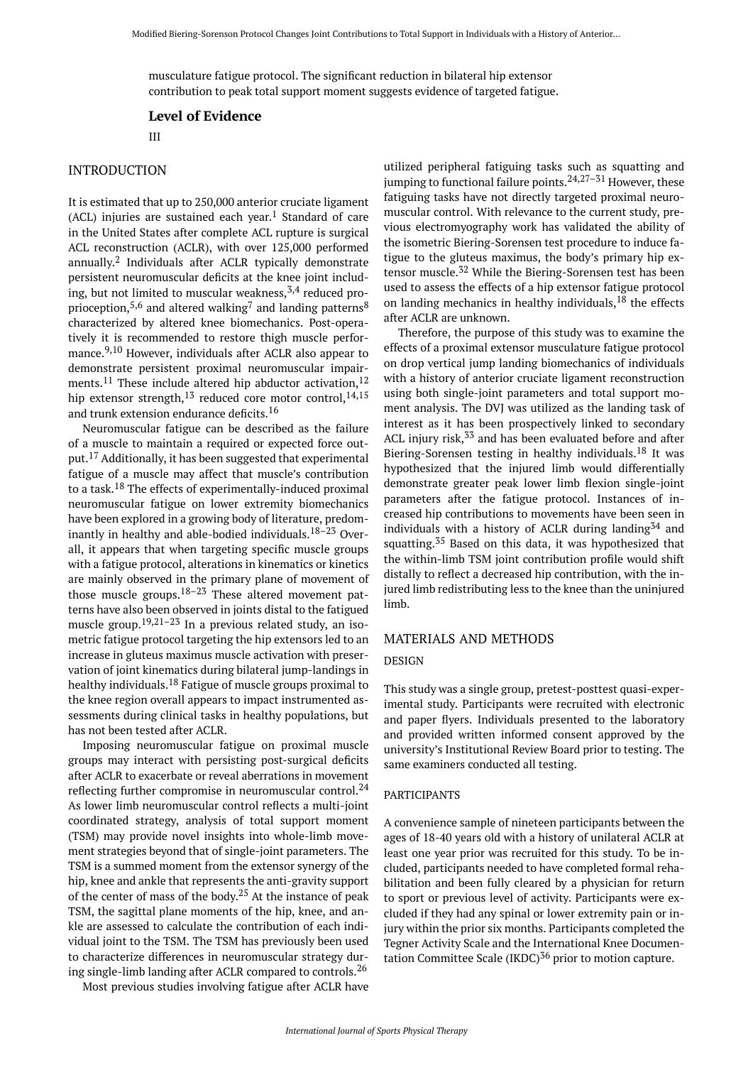musculature fatigue protocol. The significant reduction in bilateral hip extensor contribution to peak total support moment suggests evidence of targeted fatigue.

### Level of Evidence

III

## INTRODUCTION

It is estimated that up to 250,000 anterior cruciate ligament (ACL) injuries are sustained each year.[1] Standard of care in the United States after complete ACL rupture is surgical ACL reconstruction (ACLR), with over 125,000 performed annually.[2] Individuals after ACLR typically demonstrate persistent neuromuscular deficits at the knee joint including, but not limited to muscular weakness,[3,4] reduced proprioception,[5,6] and altered walking[7] and landing patterns[8] characterized by altered knee biomechanics. Post-operatively it is recommended to restore thigh muscle performance.[9,10] However, individuals after ACLR also appear to demonstrate persistent proximal neuromuscular impairments.[11] These include altered hip abductor activation,[12] hip extensor strength,[13] reduced core motor control,[14,15] and trunk extension endurance deficits.[16]

Neuromuscular fatigue can be described as the failure of a muscle to maintain a required or expected force output.[17] Additionally, it has been suggested that experimental fatigue of a muscle may affect that muscle's contribution to a task.[18] The effects of experimentally-induced proximal neuromuscular fatigue on lower extremity biomechanics have been explored in a growing body of literature, predominantly in healthy and able-bodied individuals.[18–23] Overall, it appears that when targeting specific muscle groups with a fatigue protocol, alterations in kinematics or kinetics are mainly observed in the primary plane of movement of those muscle groups.[18–23] These altered movement patterns have also been observed in joints distal to the fatigued muscle group.[19,21–23] In a previous related study, an isometric fatigue protocol targeting the hip extensors led to an increase in gluteus maximus muscle activation with preservation of joint kinematics during bilateral jump-landings in healthy individuals.[18] Fatigue of muscle groups proximal to the knee region overall appears to impact instrumented assessments during clinical tasks in healthy populations, but has not been tested after ACLR.

Imposing neuromuscular fatigue on proximal muscle groups may interact with persisting post-surgical deficits after ACLR to exacerbate or reveal aberrations in movement reflecting further compromise in neuromuscular control.[24] As lower limb neuromuscular control reflects a multi-joint coordinated strategy, analysis of total support moment (TSM) may provide novel insights into whole-limb movement strategies beyond that of single-joint parameters. The TSM is a summed moment from the extensor synergy of the hip, knee and ankle that represents the anti-gravity support of the center of mass of the body.[25] At the instance of peak TSM, the sagittal plane moments of the hip, knee, and ankle are assessed to calculate the contribution of each individual joint to the TSM. The TSM has previously been used to characterize differences in neuromuscular strategy during single-limb landing after ACLR compared to controls.[26]

Most previous studies involving fatigue after ACLR have utilized peripheral fatiguing tasks such as squatting and jumping to functional failure points.[24,27–31] However, these fatiguing tasks have not directly targeted proximal neuromuscular control. With relevance to the current study, previous electromyography work has validated the ability of the isometric Biering-Sorensen test procedure to induce fatigue to the gluteus maximus, the body's primary hip extensor muscle.[32] While the Biering-Sorensen test has been used to assess the effects of a hip extensor fatigue protocol on landing mechanics in healthy individuals,[18] the effects after ACLR are unknown.

Therefore, the purpose of this study was to examine the effects of a proximal extensor musculature fatigue protocol on drop vertical jump landing biomechanics of individuals with a history of anterior cruciate ligament reconstruction using both single-joint parameters and total support moment analysis. The DVJ was utilized as the landing task of interest as it has been prospectively linked to secondary ACL injury risk,[33] and has been evaluated before and after Biering-Sorensen testing in healthy individuals.[18] It was hypothesized that the injured limb would differentially demonstrate greater peak lower limb flexion single-joint parameters after the fatigue protocol. Instances of increased hip contributions to movements have been seen in individuals with a history of ACLR during landing[34] and squatting.[35] Based on this data, it was hypothesized that the within-limb TSM joint contribution profile would shift distally to reflect a decreased hip contribution, with the injured limb redistributing less to the knee than the uninjured limb.

## MATERIALS AND METHODS

### DESIGN

This study was a single group, pretest-posttest quasi-experimental study. Participants were recruited with electronic and paper flyers. Individuals presented to the laboratory and provided written informed consent approved by the university's Institutional Review Board prior to testing. The same examiners conducted all testing.

### PARTICIPANTS

A convenience sample of nineteen participants between the ages of 18-40 years old with a history of unilateral ACLR at least one year prior was recruited for this study. To be included, participants needed to have completed formal rehabilitation and been fully cleared by a physician for return to sport or previous level of activity. Participants were excluded if they had any spinal or lower extremity pain or injury within the prior six months. Participants completed the Tegner Activity Scale and the International Knee Documentation Committee Scale (IKDC)[36] prior to motion capture.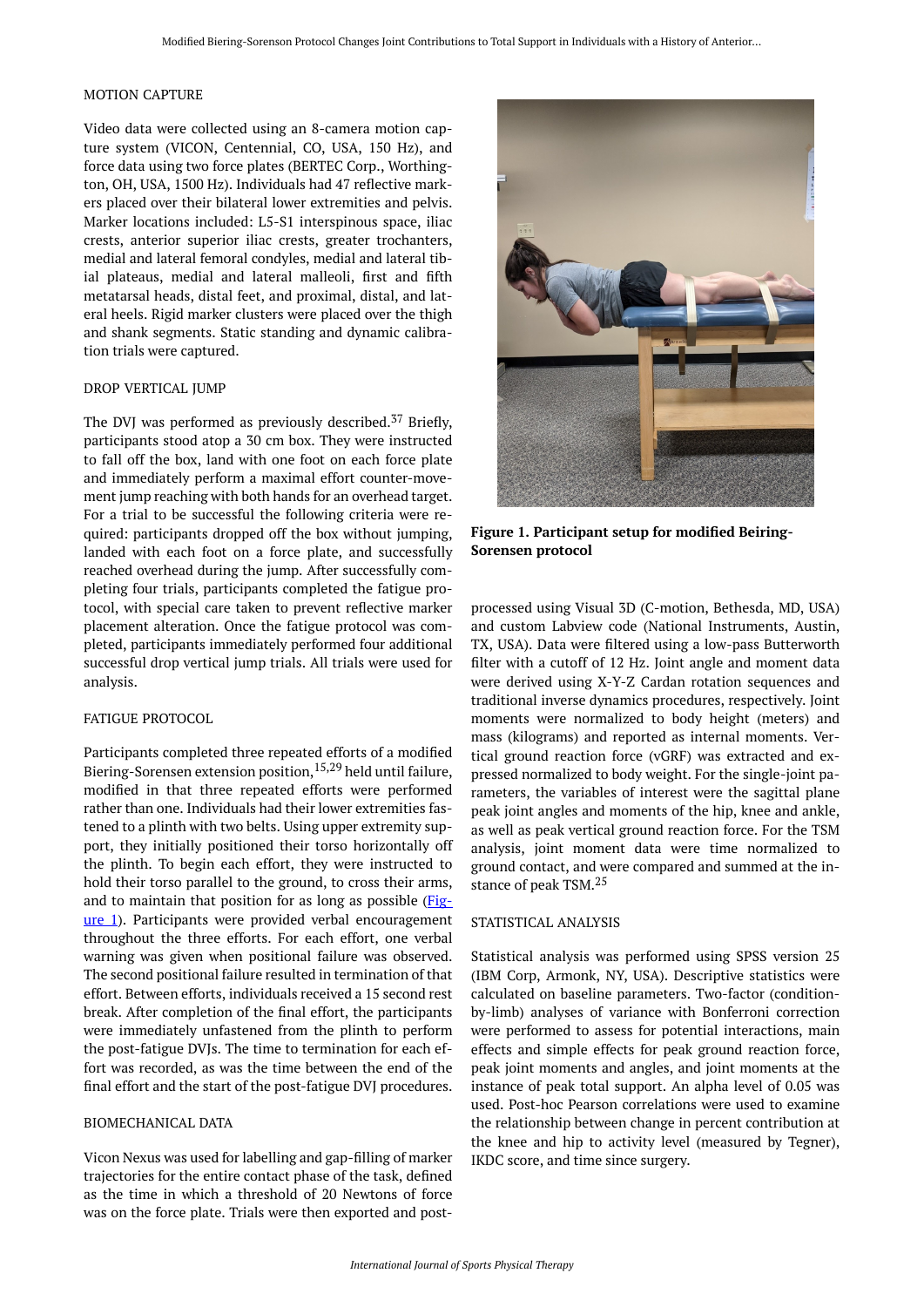### MOTION CAPTURE

Video data were collected using an 8-camera motion capture system (VICON, Centennial, CO, USA, 150 Hz), and force data using two force plates (BERTEC Corp., Worthington, OH, USA, 1500 Hz). Individuals had 47 reflective markers placed over their bilateral lower extremities and pelvis. Marker locations included: L5-S1 interspinous space, iliac crests, anterior superior iliac crests, greater trochanters, medial and lateral femoral condyles, medial and lateral tibial plateaus, medial and lateral malleoli, first and fifth metatarsal heads, distal feet, and proximal, distal, and lateral heels. Rigid marker clusters were placed over the thigh and shank segments. Static standing and dynamic calibration trials were captured.

### DROP VERTICAL JUMP

The DVJ was performed as previously described.[37] Briefly, participants stood atop a 30 cm box. They were instructed to fall off the box, land with one foot on each force plate and immediately perform a maximal effort counter-movement jump reaching with both hands for an overhead target. For a trial to be successful the following criteria were required: participants dropped off the box without jumping, landed with each foot on a force plate, and successfully reached overhead during the jump. After successfully completing four trials, participants completed the fatigue protocol, with special care taken to prevent reflective marker placement alteration. Once the fatigue protocol was completed, participants immediately performed four additional successful drop vertical jump trials. All trials were used for analysis.

### FATIGUE PROTOCOL

Participants completed three repeated efforts of a modified Biering-Sorensen extension position,[15,29] held until failure, modified in that three repeated efforts were performed rather than one. Individuals had their lower extremities fastened to a plinth with two belts. Using upper extremity support, they initially positioned their torso horizontally off the plinth. To begin each effort, they were instructed to hold their torso parallel to the ground, to cross their arms, and to maintain that position for as long as possible (Figure 1). Participants were provided verbal encouragement throughout the three efforts. For each effort, one verbal warning was given when positional failure was observed. The second positional failure resulted in termination of that effort. Between efforts, individuals received a 15 second rest break. After completion of the final effort, the participants were immediately unfastened from the plinth to perform the post-fatigue DVJs. The time to termination for each effort was recorded, as was the time between the end of the final effort and the start of the post-fatigue DVJ procedures.

**Figure 1. Participant setup for modified Beiring-Sorensen protocol**

### BIOMECHANICAL DATA

Vicon Nexus was used for labelling and gap-filling of marker trajectories for the entire contact phase of the task, defined as the time in which a threshold of 20 Newtons of force was on the force plate. Trials were then exported and post-processed using Visual 3D (C-motion, Bethesda, MD, USA) and custom Labview code (National Instruments, Austin, TX, USA). Data were filtered using a low-pass Butterworth filter with a cutoff of 12 Hz. Joint angle and moment data were derived using X-Y-Z Cardan rotation sequences and traditional inverse dynamics procedures, respectively. Joint moments were normalized to body height (meters) and mass (kilograms) and reported as internal moments. Vertical ground reaction force (vGRF) was extracted and expressed normalized to body weight. For the single-joint parameters, the variables of interest were the sagittal plane peak joint angles and moments of the hip, knee and ankle, as well as peak vertical ground reaction force. For the TSM analysis, joint moment data were time normalized to ground contact, and were compared and summed at the instance of peak TSM.[25]

### STATISTICAL ANALYSIS

Statistical analysis was performed using SPSS version 25 (IBM Corp, Armonk, NY, USA). Descriptive statistics were calculated on baseline parameters. Two-factor (condition-by-limb) analyses of variance with Bonferroni correction were performed to assess for potential interactions, main effects and simple effects for peak ground reaction force, peak joint moments and angles, and joint moments at the instance of peak total support. An alpha level of 0.05 was used. Post-hoc Pearson correlations were used to examine the relationship between change in percent contribution at the knee and hip to activity level (measured by Tegner), IKDC score, and time since surgery.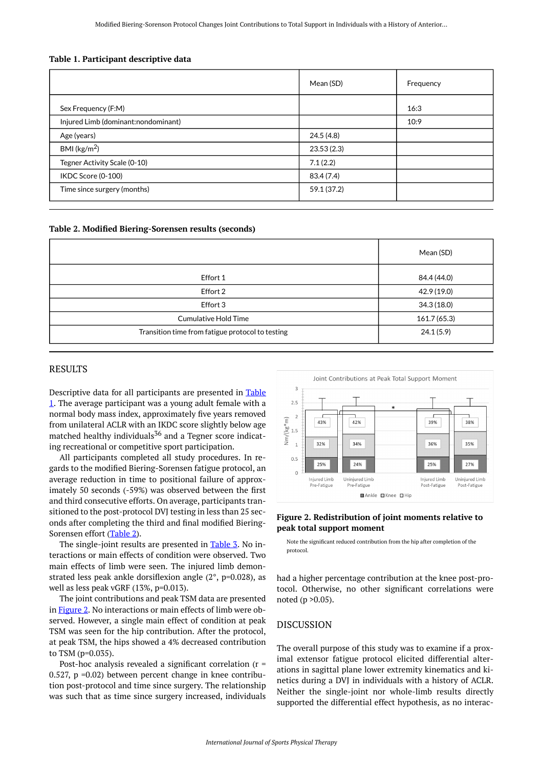**Table 1. Participant descriptive data**

| | Mean (SD) | Frequency |
|---|---|---|
| Sex Frequency (F:M) | | 16:3 |
| Injured Limb (dominant:nondominant) | | 10:9 |
| Age (years) | 24.5 (4.8) | |
| BMI (kg/m$^2$) | 23.53 (2.3) | |
| Tegner Activity Scale (0-10) | 7.1 (2.2) | |
| IKDC Score (0-100) | 83.4 (7.4) | |
| Time since surgery (months) | 59.1 (37.2) | |

**Table 2. Modified Biering-Sorensen results (seconds)**

| | Mean (SD) |
|---|---|
| Effort 1 | 84.4 (44.0) |
| Effort 2 | 42.9 (19.0) |
| Effort 3 | 34.3 (18.0) |
| Cumulative Hold Time | 161.7 (65.3) |
| Transition time from fatigue protocol to testing | 24.1 (5.9) |

## RESULTS

Descriptive data for all participants are presented in Table 1. The average participant was a young adult female with a normal body mass index, approximately five years removed from unilateral ACLR with an IKDC score slightly below age matched healthy individuals[36] and a Tegner score indicating recreational or competitive sport participation.

All participants completed all study procedures. In regards to the modified Biering-Sorensen fatigue protocol, an average reduction in time to positional failure of approximately 50 seconds (-59%) was observed between the first and third consecutive efforts. On average, participants transitioned to the post-protocol DVJ testing in less than 25 seconds after completing the third and final modified Biering-Sorensen effort (Table 2).

The single-joint results are presented in Table 3. No interactions or main effects of condition were observed. Two main effects of limb were seen. The injured limb demonstrated less peak ankle dorsiflexion angle (2°, p=0.028), as well as less peak vGRF (13%, p=0.013).

The joint contributions and peak TSM data are presented in Figure 2. No interactions or main effects of limb were observed. However, a single main effect of condition at peak TSM was seen for the hip contribution. After the protocol, at peak TSM, the hips showed a 4% decreased contribution to TSM (p=0.035).

Post-hoc analysis revealed a significant correlation (r = 0.527, p =0.02) between percent change in knee contribution post-protocol and time since surgery. The relationship was such that as time since surgery increased, individuals had a higher percentage contribution at the knee post-protocol. Otherwise, no other significant correlations were noted (p >0.05).

Joint Contributions at Peak Total Support Moment

Nm/(kg*m)

3
2.5
2
1.5
1
0.5
0

*

43%
32%
25%
Injured Limb Pre-Fatigue

42%
34%
24%
Uninjured Limb Pre-Fatigue

39%
36%
25%
Injured Limb Post-Fatigue

38%
35%
27%
Uninjured Limb Post-Fatigue

Ankle Knee Hip

**Figure 2. Redistribution of joint moments relative to peak total support moment**

Note the significant reduced contribution from the hip after completion of the protocol.

## DISCUSSION

The overall purpose of this study was to examine if a proximal extensor fatigue protocol elicited differential alterations in sagittal plane lower extremity kinematics and kinetics during a DVJ in individuals with a history of ACLR. Neither the single-joint nor whole-limb results directly supported the differential effect hypothesis, as no interac-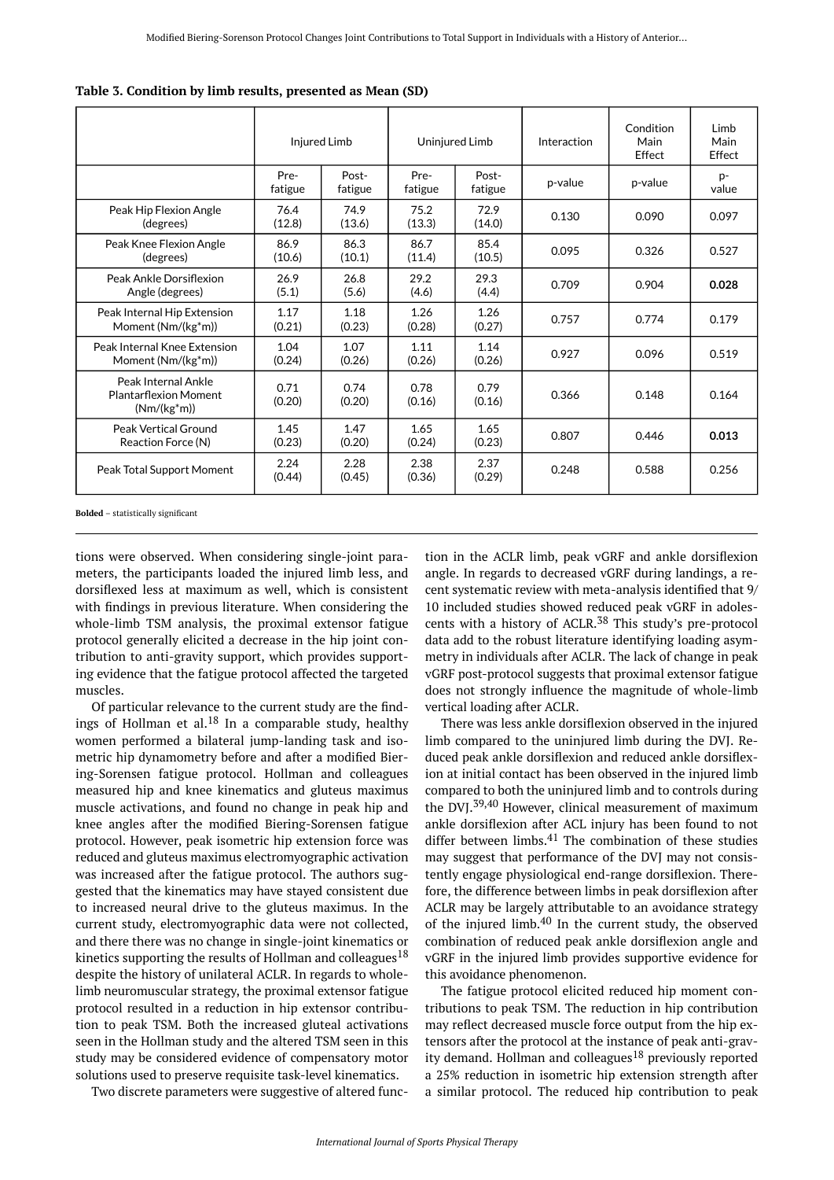**Table 3. Condition by limb results, presented as Mean (SD)**

| | Injured Limb | | Uninjured Limb | | Interaction | Condition Main Effect | Limb Main Effect |
|---|---|---|---|---|---|---|---|
| | Pre-fatigue | Post-fatigue | Pre-fatigue | Post-fatigue | p-value | p-value | p-value |
| Peak Hip Flexion Angle (degrees) | 76.4 (12.8) | 74.9 (13.6) | 75.2 (13.3) | 72.9 (14.0) | 0.130 | 0.090 | 0.097 |
| Peak Knee Flexion Angle (degrees) | 86.9 (10.6) | 86.3 (10.1) | 86.7 (11.4) | 85.4 (10.5) | 0.095 | 0.326 | 0.527 |
| Peak Ankle Dorsiflexion Angle (degrees) | 26.9 (5.1) | 26.8 (5.6) | 29.2 (4.6) | 29.3 (4.4) | 0.709 | 0.904 | **0.028** |
| Peak Internal Hip Extension Moment (Nm/(kg*m)) | 1.17 (0.21) | 1.18 (0.23) | 1.26 (0.28) | 1.26 (0.27) | 0.757 | 0.774 | 0.179 |
| Peak Internal Knee Extension Moment (Nm/(kg*m)) | 1.04 (0.24) | 1.07 (0.26) | 1.11 (0.26) | 1.14 (0.26) | 0.927 | 0.096 | 0.519 |
| Peak Internal Ankle Plantarflexion Moment (Nm/(kg*m)) | 0.71 (0.20) | 0.74 (0.20) | 0.78 (0.16) | 0.79 (0.16) | 0.366 | 0.148 | 0.164 |
| Peak Vertical Ground Reaction Force (N) | 1.45 (0.23) | 1.47 (0.20) | 1.65 (0.24) | 1.65 (0.23) | 0.807 | 0.446 | **0.013** |
| Peak Total Support Moment | 2.24 (0.44) | 2.28 (0.45) | 2.38 (0.36) | 2.37 (0.29) | 0.248 | 0.588 | 0.256 |

**Bolded** – statistically significant

tions were observed. When considering single-joint parameters, the participants loaded the injured limb less, and dorsiflexed less at maximum as well, which is consistent with findings in previous literature. When considering the whole-limb TSM analysis, the proximal extensor fatigue protocol generally elicited a decrease in the hip joint contribution to anti-gravity support, which provides supporting evidence that the fatigue protocol affected the targeted muscles.

Of particular relevance to the current study are the findings of Hollman et al.[18] In a comparable study, healthy women performed a bilateral jump-landing task and isometric hip dynamometry before and after a modified Biering-Sorensen fatigue protocol. Hollman and colleagues measured hip and knee kinematics and gluteus maximus muscle activations, and found no change in peak hip and knee angles after the modified Biering-Sorensen fatigue protocol. However, peak isometric hip extension force was reduced and gluteus maximus electromyographic activation was increased after the fatigue protocol. The authors suggested that the kinematics may have stayed consistent due to increased neural drive to the gluteus maximus. In the current study, electromyographic data were not collected, and there there was no change in single-joint kinematics or kinetics supporting the results of Hollman and colleagues[18] despite the history of unilateral ACLR. In regards to whole-limb neuromuscular strategy, the proximal extensor fatigue protocol resulted in a reduction in hip extensor contribution to peak TSM. Both the increased gluteal activations seen in the Hollman study and the altered TSM seen in this study may be considered evidence of compensatory motor solutions used to preserve requisite task-level kinematics.

Two discrete parameters were suggestive of altered function in the ACLR limb, peak vGRF and ankle dorsiflexion angle. In regards to decreased vGRF during landings, a recent systematic review with meta-analysis identified that 9/10 included studies showed reduced peak vGRF in adolescents with a history of ACLR.[38] This study's pre-protocol data add to the robust literature identifying loading asymmetry in individuals after ACLR. The lack of change in peak vGRF post-protocol suggests that proximal extensor fatigue does not strongly influence the magnitude of whole-limb vertical loading after ACLR.

There was less ankle dorsiflexion observed in the injured limb compared to the uninjured limb during the DVJ. Reduced peak ankle dorsiflexion and reduced ankle dorsiflexion at initial contact has been observed in the injured limb compared to both the uninjured limb and to controls during the DVJ.[39,40] However, clinical measurement of maximum ankle dorsiflexion after ACL injury has been found to not differ between limbs.[41] The combination of these studies may suggest that performance of the DVJ may not consistently engage physiological end-range dorsiflexion. Therefore, the difference between limbs in peak dorsiflexion after ACLR may be largely attributable to an avoidance strategy of the injured limb.[40] In the current study, the observed combination of reduced peak ankle dorsiflexion angle and vGRF in the injured limb provides supportive evidence for this avoidance phenomenon.

The fatigue protocol elicited reduced hip moment contributions to peak TSM. The reduction in hip contribution may reflect decreased muscle force output from the hip extensors after the protocol at the instance of peak anti-gravity demand. Hollman and colleagues[18] previously reported a 25% reduction in isometric hip extension strength after a similar protocol. The reduced hip contribution to peak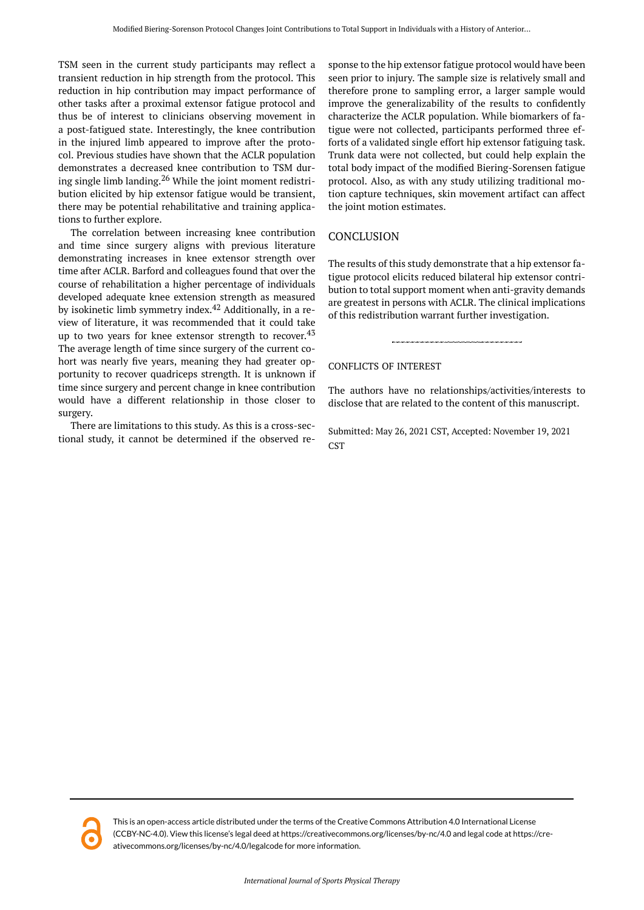TSM seen in the current study participants may reflect a transient reduction in hip strength from the protocol. This reduction in hip contribution may impact performance of other tasks after a proximal extensor fatigue protocol and thus be of interest to clinicians observing movement in a post-fatigued state. Interestingly, the knee contribution in the injured limb appeared to improve after the protocol. Previous studies have shown that the ACLR population demonstrates a decreased knee contribution to TSM during single limb landing.[26] While the joint moment redistribution elicited by hip extensor fatigue would be transient, there may be potential rehabilitative and training applications to further explore.

The correlation between increasing knee contribution and time since surgery aligns with previous literature demonstrating increases in knee extensor strength over time after ACLR. Barford and colleagues found that over the course of rehabilitation a higher percentage of individuals developed adequate knee extension strength as measured by isokinetic limb symmetry index.[42] Additionally, in a review of literature, it was recommended that it could take up to two years for knee extensor strength to recover.[43] The average length of time since surgery of the current cohort was nearly five years, meaning they had greater opportunity to recover quadriceps strength. It is unknown if time since surgery and percent change in knee contribution would have a different relationship in those closer to surgery.

There are limitations to this study. As this is a cross-sectional study, it cannot be determined if the observed response to the hip extensor fatigue protocol would have been seen prior to injury. The sample size is relatively small and therefore prone to sampling error, a larger sample would improve the generalizability of the results to confidently characterize the ACLR population. While biomarkers of fatigue were not collected, participants performed three efforts of a validated single effort hip extensor fatiguing task. Trunk data were not collected, but could help explain the total body impact of the modified Biering-Sorensen fatigue protocol. Also, as with any study utilizing traditional motion capture techniques, skin movement artifact can affect the joint motion estimates.

## CONCLUSION

The results of this study demonstrate that a hip extensor fatigue protocol elicits reduced bilateral hip extensor contribution to total support moment when anti-gravity demands are greatest in persons with ACLR. The clinical implications of this redistribution warrant further investigation.

---

### CONFLICTS OF INTEREST

The authors have no relationships/activities/interests to disclose that are related to the content of this manuscript.

Submitted: May 26, 2021 CST, Accepted: November 19, 2021 CST

This is an open-access article distributed under the terms of the Creative Commons Attribution 4.0 International License (CCBY-NC-4.0). View this license's legal deed at https://creativecommons.org/licenses/by-nc/4.0 and legal code at https://creativecommons.org/licenses/by-nc/4.0/legalcode for more information.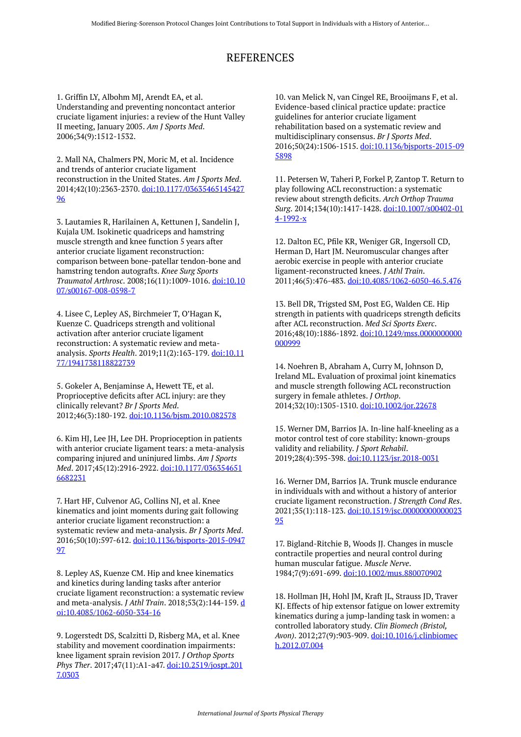# REFERENCES

1. Griffin LY, Albohm MJ, Arendt EA, et al. Understanding and preventing noncontact anterior cruciate ligament injuries: a review of the Hunt Valley II meeting, January 2005. *Am J Sports Med*. 2006;34(9):1512-1532.

2. Mall NA, Chalmers PN, Moric M, et al. Incidence and trends of anterior cruciate ligament reconstruction in the United States. *Am J Sports Med*. 2014;42(10):2363-2370. doi:10.1177/0363546514542796

3. Lautamies R, Harilainen A, Kettunen J, Sandelin J, Kujala UM. Isokinetic quadriceps and hamstring muscle strength and knee function 5 years after anterior cruciate ligament reconstruction: comparison between bone-patellar tendon-bone and hamstring tendon autografts. *Knee Surg Sports Traumatol Arthrosc*. 2008;16(11):1009-1016. doi:10.1007/s00167-008-0598-7

4. Lisee C, Lepley AS, Birchmeier T, O'Hagan K, Kuenze C. Quadriceps strength and volitional activation after anterior cruciate ligament reconstruction: A systematic review and meta-analysis. *Sports Health*. 2019;11(2):163-179. doi:10.1177/1941738118822739

5. Gokeler A, Benjaminse A, Hewett TE, et al. Proprioceptive deficits after ACL injury: are they clinically relevant? *Br J Sports Med*. 2012;46(3):180-192. doi:10.1136/bjsm.2010.082578

6. Kim HJ, Lee JH, Lee DH. Proprioception in patients with anterior cruciate ligament tears: a meta-analysis comparing injured and uninjured limbs. *Am J Sports Med*. 2017;45(12):2916-2922. doi:10.1177/0363546516682231

7. Hart HF, Culvenor AG, Collins NJ, et al. Knee kinematics and joint moments during gait following anterior cruciate ligament reconstruction: a systematic review and meta-analysis. *Br J Sports Med*. 2016;50(10):597-612. doi:10.1136/bjsports-2015-094797

8. Lepley AS, Kuenze CM. Hip and knee kinematics and kinetics during landing tasks after anterior cruciate ligament reconstruction: a systematic review and meta-analysis. *J Athl Train*. 2018;53(2):144-159. doi:10.4085/1062-6050-334-16

9. Logerstedt DS, Scalzitti D, Risberg MA, et al. Knee stability and movement coordination impairments: knee ligament sprain revision 2017. *J Orthop Sports Phys Ther*. 2017;47(11):A1-a47. doi:10.2519/jospt.2017.0303

10. van Melick N, van Cingel RE, Brooijmans F, et al. Evidence-based clinical practice update: practice guidelines for anterior cruciate ligament rehabilitation based on a systematic review and multidisciplinary consensus. *Br J Sports Med*. 2016;50(24):1506-1515. doi:10.1136/bjsports-2015-095898

11. Petersen W, Taheri P, Forkel P, Zantop T. Return to play following ACL reconstruction: a systematic review about strength deficits. *Arch Orthop Trauma Surg*. 2014;134(10):1417-1428. doi:10.1007/s00402-014-1992-x

12. Dalton EC, Pfile KR, Weniger GR, Ingersoll CD, Herman D, Hart JM. Neuromuscular changes after aerobic exercise in people with anterior cruciate ligament-reconstructed knees. *J Athl Train*. 2011;46(5):476-483. doi:10.4085/1062-6050-46.5.476

13. Bell DR, Trigsted SM, Post EG, Walden CE. Hip strength in patients with quadriceps strength deficits after ACL reconstruction. *Med Sci Sports Exerc*. 2016;48(10):1886-1892. doi:10.1249/mss.0000000000000999

14. Noehren B, Abraham A, Curry M, Johnson D, Ireland ML. Evaluation of proximal joint kinematics and muscle strength following ACL reconstruction surgery in female athletes. *J Orthop*. 2014;32(10):1305-1310. doi:10.1002/jor.22678

15. Werner DM, Barrios JA. In-line half-kneeling as a motor control test of core stability: known-groups validity and reliability. *J Sport Rehabil*. 2019;28(4):395-398. doi:10.1123/jsr.2018-0031

16. Werner DM, Barrios JA. Trunk muscle endurance in individuals with and without a history of anterior cruciate ligament reconstruction. *J Strength Cond Res*. 2021;35(1):118-123. doi:10.1519/jsc.0000000000002395

17. Bigland-Ritchie B, Woods JJ. Changes in muscle contractile properties and neural control during human muscular fatigue. *Muscle Nerve*. 1984;7(9):691-699. doi:10.1002/mus.880070902

18. Hollman JH, Hohl JM, Kraft JL, Strauss JD, Traver KJ. Effects of hip extensor fatigue on lower extremity kinematics during a jump-landing task in women: a controlled laboratory study. *Clin Biomech (Bristol, Avon)*. 2012;27(9):903-909. doi:10.1016/j.clinbiomech.2012.07.004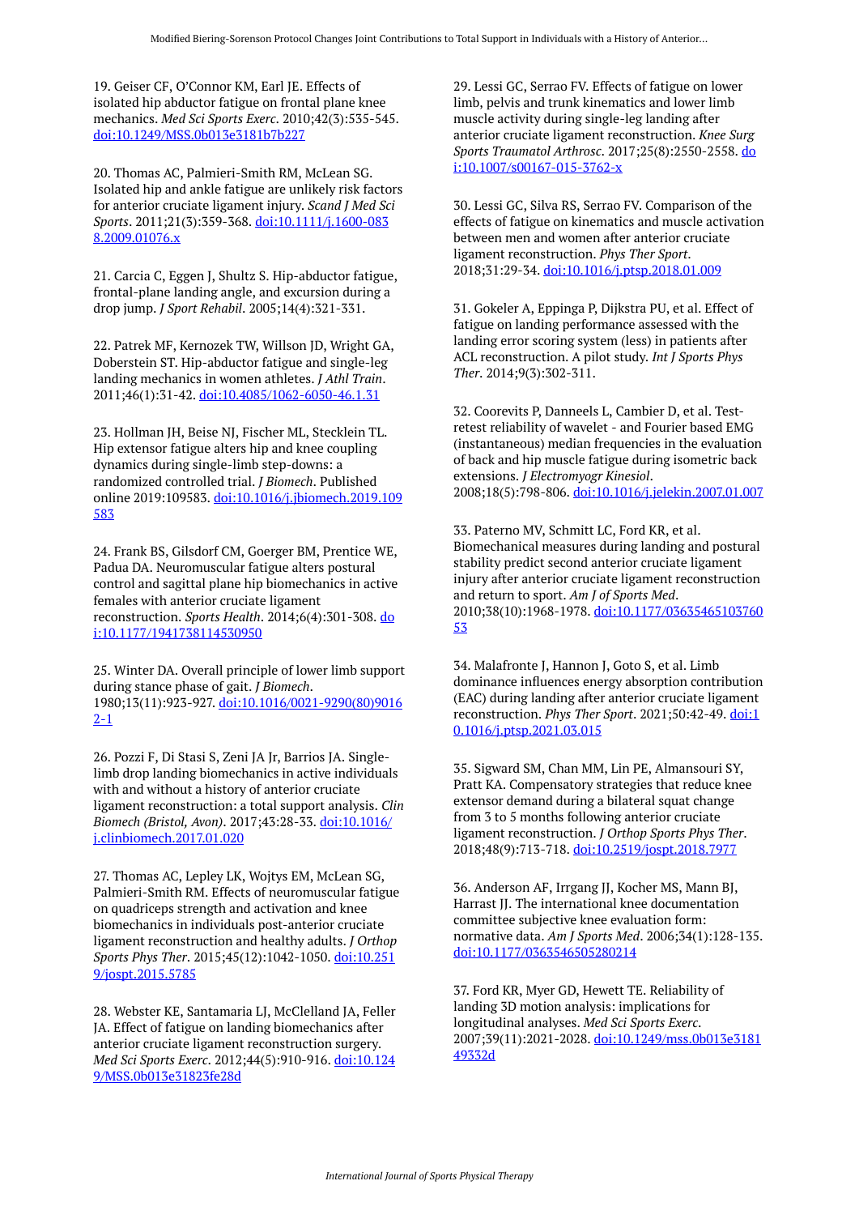19. Geiser CF, O'Connor KM, Earl JE. Effects of isolated hip abductor fatigue on frontal plane knee mechanics. *Med Sci Sports Exerc*. 2010;42(3):535-545. doi:10.1249/MSS.0b013e3181b7b227

20. Thomas AC, Palmieri-Smith RM, McLean SG. Isolated hip and ankle fatigue are unlikely risk factors for anterior cruciate ligament injury. *Scand J Med Sci Sports*. 2011;21(3):359-368. doi:10.1111/j.1600-0838.2009.01076.x

21. Carcia C, Eggen J, Shultz S. Hip-abductor fatigue, frontal-plane landing angle, and excursion during a drop jump. *J Sport Rehabil*. 2005;14(4):321-331.

22. Patrek MF, Kernozek TW, Willson JD, Wright GA, Doberstein ST. Hip-abductor fatigue and single-leg landing mechanics in women athletes. *J Athl Train*. 2011;46(1):31-42. doi:10.4085/1062-6050-46.1.31

23. Hollman JH, Beise NJ, Fischer ML, Stecklein TL. Hip extensor fatigue alters hip and knee coupling dynamics during single-limb step-downs: a randomized controlled trial. *J Biomech*. Published online 2019:109583. doi:10.1016/j.jbiomech.2019.109583

24. Frank BS, Gilsdorf CM, Goerger BM, Prentice WE, Padua DA. Neuromuscular fatigue alters postural control and sagittal plane hip biomechanics in active females with anterior cruciate ligament reconstruction. *Sports Health*. 2014;6(4):301-308. doi:10.1177/1941738114530950

25. Winter DA. Overall principle of lower limb support during stance phase of gait. *J Biomech*. 1980;13(11):923-927. doi:10.1016/0021-9290(80)90162-1

26. Pozzi F, Di Stasi S, Zeni JA Jr, Barrios JA. Single-limb drop landing biomechanics in active individuals with and without a history of anterior cruciate ligament reconstruction: a total support analysis. *Clin Biomech (Bristol, Avon)*. 2017;43:28-33. doi:10.1016/j.clinbiomech.2017.01.020

27. Thomas AC, Lepley LK, Wojtys EM, McLean SG, Palmieri-Smith RM. Effects of neuromuscular fatigue on quadriceps strength and activation and knee biomechanics in individuals post-anterior cruciate ligament reconstruction and healthy adults. *J Orthop Sports Phys Ther*. 2015;45(12):1042-1050. doi:10.2519/jospt.2015.5785

28. Webster KE, Santamaria LJ, McClelland JA, Feller JA. Effect of fatigue on landing biomechanics after anterior cruciate ligament reconstruction surgery. *Med Sci Sports Exerc*. 2012;44(5):910-916. doi:10.1249/MSS.0b013e31823fe28d

29. Lessi GC, Serrao FV. Effects of fatigue on lower limb, pelvis and trunk kinematics and lower limb muscle activity during single-leg landing after anterior cruciate ligament reconstruction. *Knee Surg Sports Traumatol Arthrosc*. 2017;25(8):2550-2558. doi:10.1007/s00167-015-3762-x

30. Lessi GC, Silva RS, Serrao FV. Comparison of the effects of fatigue on kinematics and muscle activation between men and women after anterior cruciate ligament reconstruction. *Phys Ther Sport*. 2018;31:29-34. doi:10.1016/j.ptsp.2018.01.009

31. Gokeler A, Eppinga P, Dijkstra PU, et al. Effect of fatigue on landing performance assessed with the landing error scoring system (less) in patients after ACL reconstruction. A pilot study. *Int J Sports Phys Ther*. 2014;9(3):302-311.

32. Coorevits P, Danneels L, Cambier D, et al. Test-retest reliability of wavelet - and Fourier based EMG (instantaneous) median frequencies in the evaluation of back and hip muscle fatigue during isometric back extensions. *J Electromyogr Kinesiol*. 2008;18(5):798-806. doi:10.1016/j.jelekin.2007.01.007

33. Paterno MV, Schmitt LC, Ford KR, et al. Biomechanical measures during landing and postural stability predict second anterior cruciate ligament injury after anterior cruciate ligament reconstruction and return to sport. *Am J of Sports Med*. 2010;38(10):1968-1978. doi:10.1177/0363546510376053

34. Malafronte J, Hannon J, Goto S, et al. Limb dominance influences energy absorption contribution (EAC) during landing after anterior cruciate ligament reconstruction. *Phys Ther Sport*. 2021;50:42-49. doi:10.1016/j.ptsp.2021.03.015

35. Sigward SM, Chan MM, Lin PE, Almansouri SY, Pratt KA. Compensatory strategies that reduce knee extensor demand during a bilateral squat change from 3 to 5 months following anterior cruciate ligament reconstruction. *J Orthop Sports Phys Ther*. 2018;48(9):713-718. doi:10.2519/jospt.2018.7977

36. Anderson AF, Irrgang JJ, Kocher MS, Mann BJ, Harrast JJ. The international knee documentation committee subjective knee evaluation form: normative data. *Am J Sports Med*. 2006;34(1):128-135. doi:10.1177/0363546505280214

37. Ford KR, Myer GD, Hewett TE. Reliability of landing 3D motion analysis: implications for longitudinal analyses. *Med Sci Sports Exerc*. 2007;39(11):2021-2028. doi:10.1249/mss.0b013e318149332d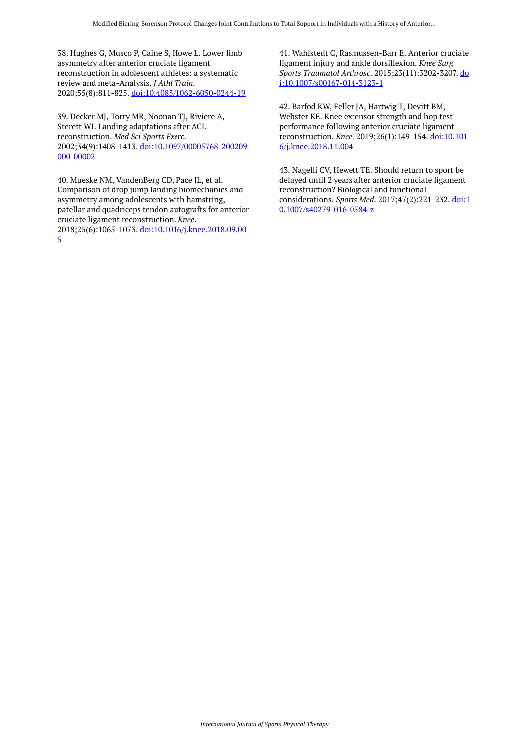38. Hughes G, Musco P, Caine S, Howe L. Lower limb asymmetry after anterior cruciate ligament reconstruction in adolescent athletes: a systematic review and meta-Analysis. *J Athl Train*. 2020;55(8):811-825. doi:10.4085/1062-6050-0244-19

39. Decker MJ, Torry MR, Noonan TJ, Riviere A, Sterett WI. Landing adaptations after ACL reconstruction. *Med Sci Sports Exerc*. 2002;34(9):1408-1413. doi:10.1097/00005768-200209000-00002

40. Mueske NM, VandenBerg CD, Pace JL, et al. Comparison of drop jump landing biomechanics and asymmetry among adolescents with hamstring, patellar and quadriceps tendon autografts for anterior cruciate ligament reconstruction. *Knee*. 2018;25(6):1065-1073. doi:10.1016/j.knee.2018.09.005

41. Wahlstedt C, Rasmussen-Barr E. Anterior cruciate ligament injury and ankle dorsiflexion. *Knee Surg Sports Traumatol Arthrosc*. 2015;23(11):3202-3207. doi:10.1007/s00167-014-3123-1

42. Barfod KW, Feller JA, Hartwig T, Devitt BM, Webster KE. Knee extensor strength and hop test performance following anterior cruciate ligament reconstruction. *Knee*. 2019;26(1):149-154. doi:10.1016/j.knee.2018.11.004

43. Nagelli CV, Hewett TE. Should return to sport be delayed until 2 years after anterior cruciate ligament reconstruction? Biological and functional considerations. *Sports Med*. 2017;47(2):221-232. doi:10.1007/s40279-016-0584-z